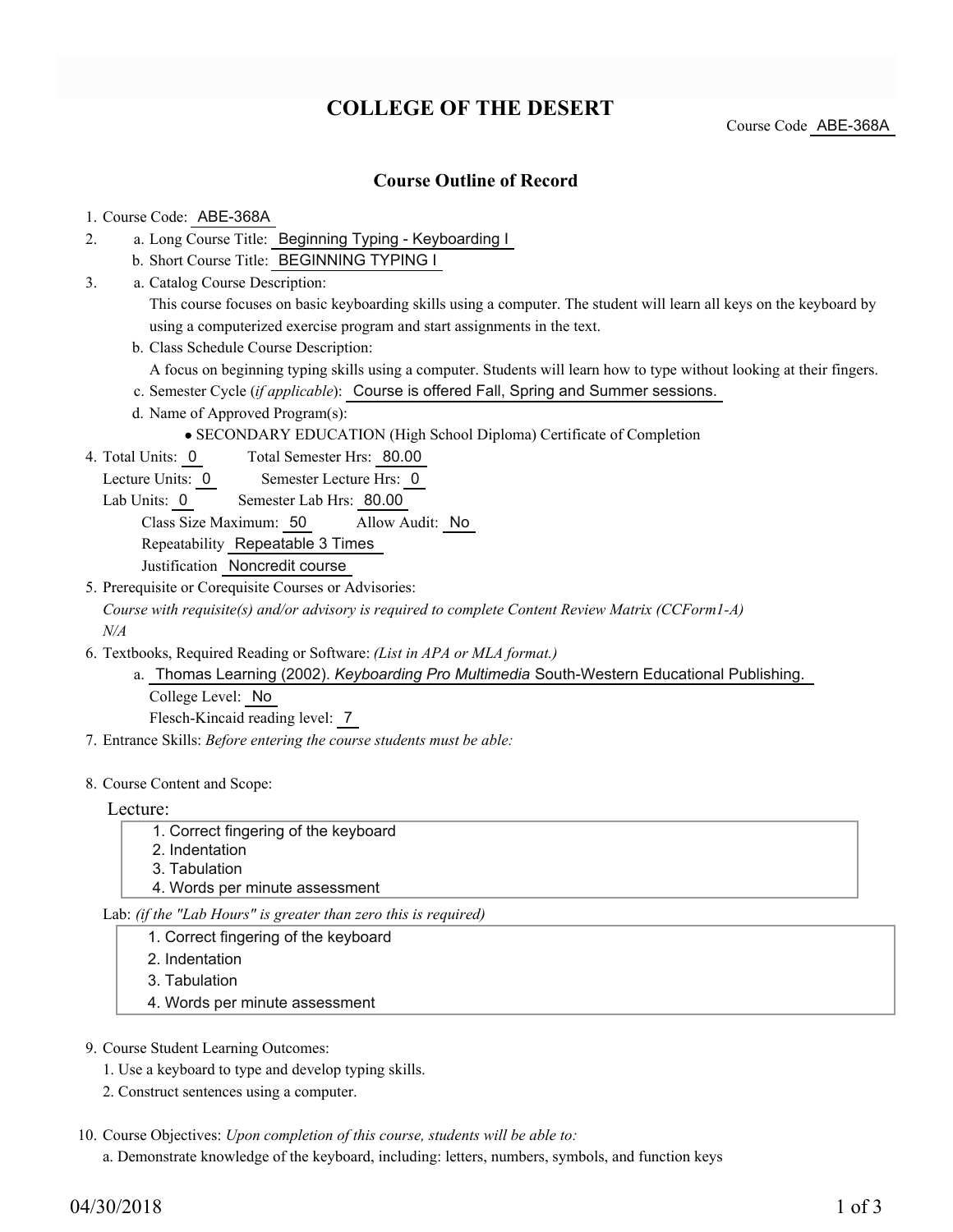# COLLEGE OF THE DESERT

Course Code ABE-368A

## Course Outline of Record

1. Course Code: ABE-368A
2. a. Long Course Title: Beginning Typing - Keyboarding I
   b. Short Course Title: BEGINNING TYPING I
3. a. Catalog Course Description:
   This course focuses on basic keyboarding skills using a computer. The student will learn all keys on the keyboard by using a computerized exercise program and start assignments in the text.
   b. Class Schedule Course Description:
   A focus on beginning typing skills using a computer. Students will learn how to type without looking at their fingers.
   c. Semester Cycle (*if applicable*): Course is offered Fall, Spring and Summer sessions.
   d. Name of Approved Program(s):
   - SECONDARY EDUCATION (High School Diploma) Certificate of Completion
4. Total Units: 0 Total Semester Hrs: 80.00
   Lecture Units: 0 Semester Lecture Hrs: 0
   Lab Units: 0 Semester Lab Hrs: 80.00
   Class Size Maximum: 50 Allow Audit: No
   Repeatability Repeatable 3 Times
   Justification Noncredit course
5. Prerequisite or Corequisite Courses or Advisories:
   *Course with requisite(s) and/or advisory is required to complete Content Review Matrix (CCForm1-A)*
   *N/A*
6. Textbooks, Required Reading or Software: *(List in APA or MLA format.)*
   a. Thomas Learning (2002). *Keyboarding Pro Multimedia* South-Western Educational Publishing.
   College Level: No
   Flesch-Kincaid reading level: 7
7. Entrance Skills: *Before entering the course students must be able:*
8. Course Content and Scope:

   Lecture:
   1. Correct fingering of the keyboard
   2. Indentation
   3. Tabulation
   4. Words per minute assessment

   Lab: *(if the "Lab Hours" is greater than zero this is required)*
   1. Correct fingering of the keyboard
   2. Indentation
   3. Tabulation
   4. Words per minute assessment
9. Course Student Learning Outcomes:
   1. Use a keyboard to type and develop typing skills.
   2. Construct sentences using a computer.
10. Course Objectives: *Upon completion of this course, students will be able to:*
    a. Demonstrate knowledge of the keyboard, including: letters, numbers, symbols, and function keys

04/30/2018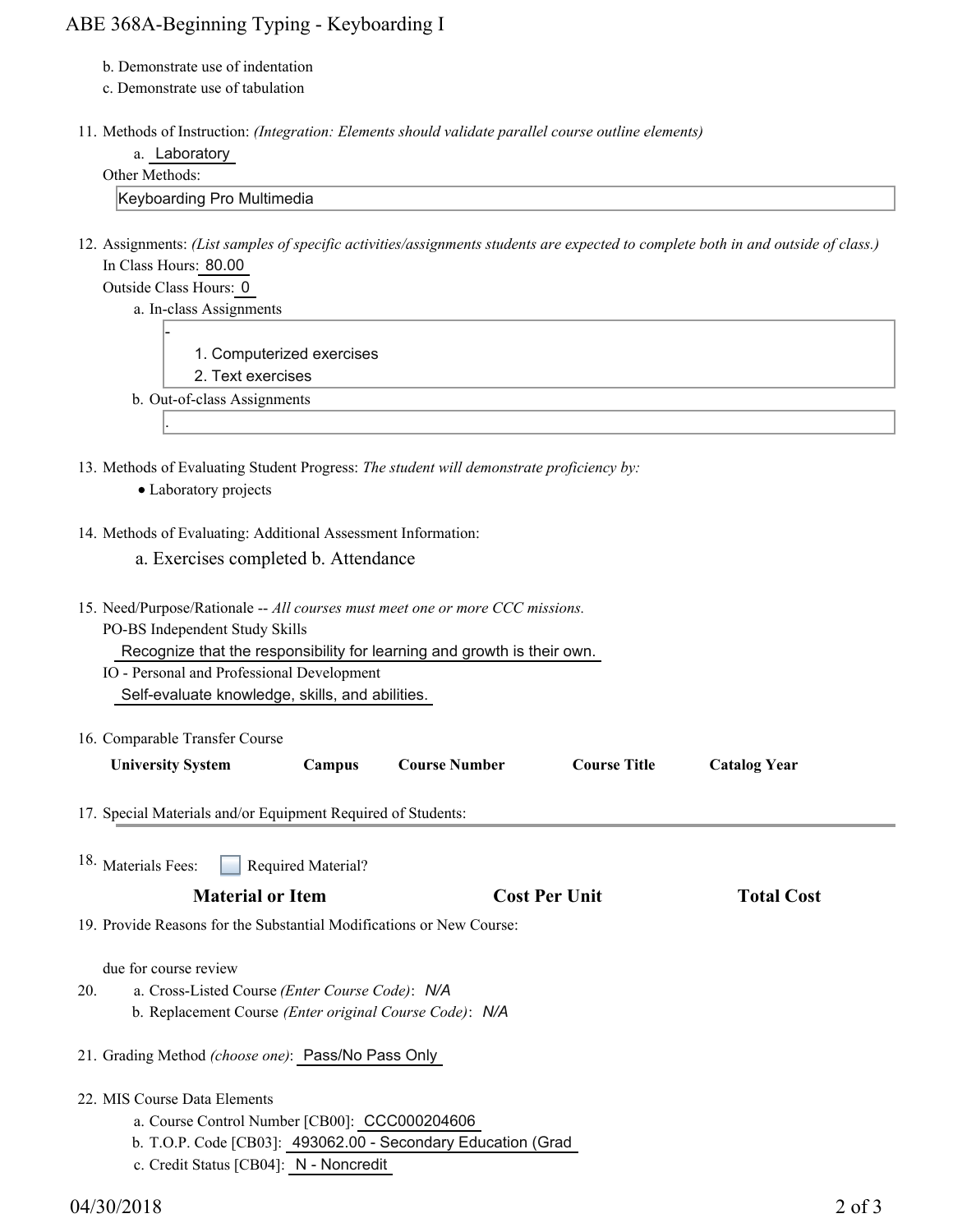b. Demonstrate use of indentation
c. Demonstrate use of tabulation

11. Methods of Instruction: *(Integration: Elements should validate parallel course outline elements)*
    a. Laboratory
    
    Other Methods:
    
    Keyboarding Pro Multimedia

12. Assignments: *(List samples of specific activities/assignments students are expected to complete both in and outside of class.)*
    
    In Class Hours: 80.00
    
    Outside Class Hours: 0
    
    a. In-class Assignments
    
    -
    1. Computerized exercises
    2. Text exercises
    
    b. Out-of-class Assignments
    
    .

13. Methods of Evaluating Student Progress: *The student will demonstrate proficiency by:*
    - Laboratory projects

14. Methods of Evaluating: Additional Assessment Information:
    
    a. Exercises completed b. Attendance

15. Need/Purpose/Rationale -- *All courses must meet one or more CCC missions.*
    
    PO-BS Independent Study Skills
    
    Recognize that the responsibility for learning and growth is their own.
    
    IO - Personal and Professional Development
    
    Self-evaluate knowledge, skills, and abilities.

16. Comparable Transfer Course

| University System | Campus | Course Number | Course Title | Catalog Year |
|---|---|---|---|---|

17. Special Materials and/or Equipment Required of Students:

18. Materials Fees: ☐ Required Material?

| Material or Item | Cost Per Unit | Total Cost |
|---|---|---|

19. Provide Reasons for the Substantial Modifications or New Course:
    
    due for course review

20. a. Cross-Listed Course *(Enter Course Code)*: *N/A*
    
    b. Replacement Course *(Enter original Course Code)*: *N/A*

21. Grading Method *(choose one)*: Pass/No Pass Only

22. MIS Course Data Elements
    
    a. Course Control Number [CB00]: CCC000204606
    
    b. T.O.P. Code [CB03]: 493062.00 - Secondary Education (Grad
    
    c. Credit Status [CB04]: N - Noncredit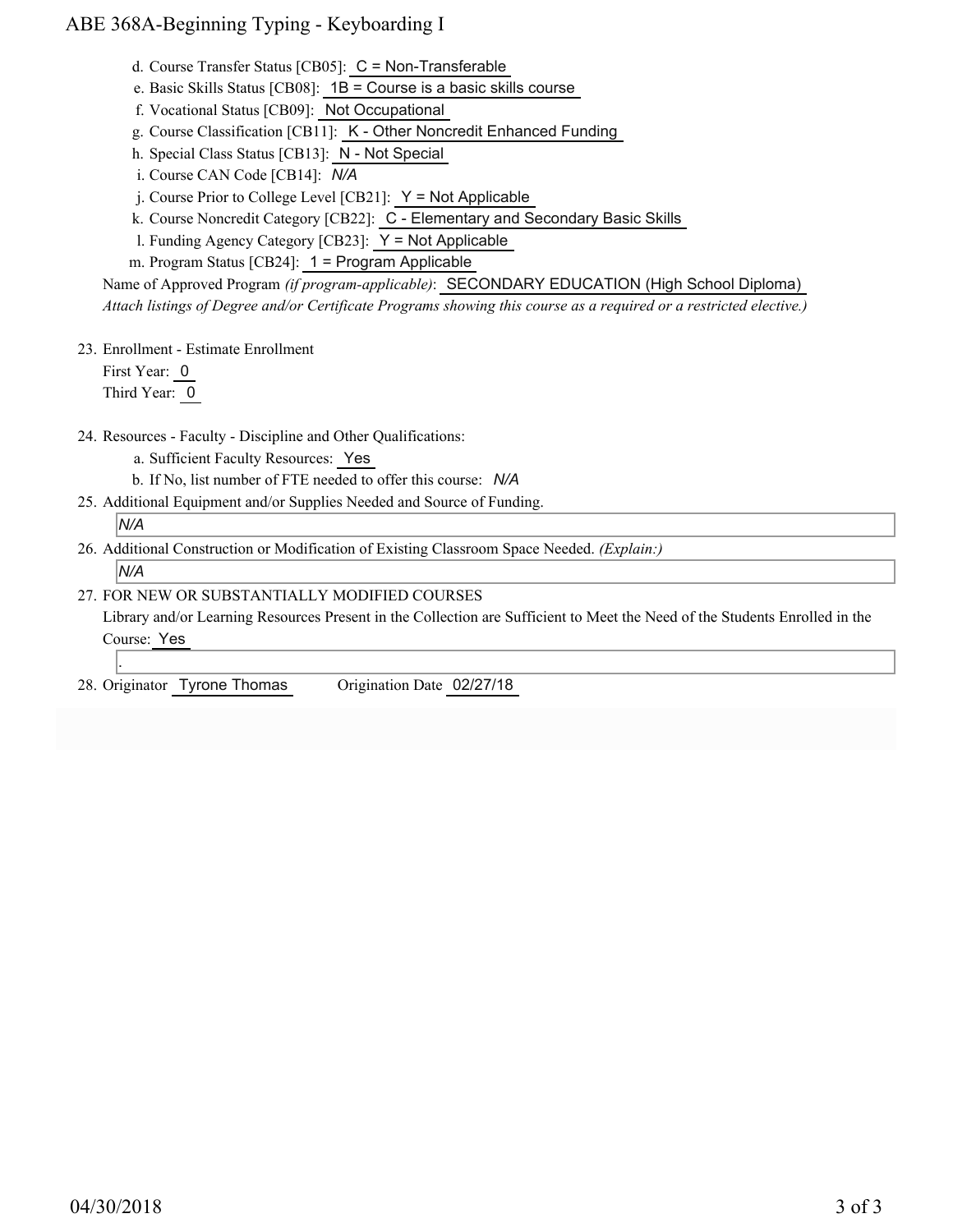d. Course Transfer Status [CB05]: C = Non-Transferable
e. Basic Skills Status [CB08]: 1B = Course is a basic skills course
f. Vocational Status [CB09]: Not Occupational
g. Course Classification [CB11]: K - Other Noncredit Enhanced Funding
h. Special Class Status [CB13]: N - Not Special
i. Course CAN Code [CB14]: *N/A*
j. Course Prior to College Level [CB21]: Y = Not Applicable
k. Course Noncredit Category [CB22]: C - Elementary and Secondary Basic Skills
l. Funding Agency Category [CB23]: Y = Not Applicable
m. Program Status [CB24]: 1 = Program Applicable

Name of Approved Program *(if program-applicable)*: SECONDARY EDUCATION (High School Diploma)

*Attach listings of Degree and/or Certificate Programs showing this course as a required or a restricted elective.)*

23. Enrollment - Estimate Enrollment
    First Year: 0
    Third Year: 0

24. Resources - Faculty - Discipline and Other Qualifications:
    a. Sufficient Faculty Resources: Yes
    b. If No, list number of FTE needed to offer this course: *N/A*

25. Additional Equipment and/or Supplies Needed and Source of Funding.
    *N/A*

26. Additional Construction or Modification of Existing Classroom Space Needed. *(Explain:)*
    *N/A*

27. FOR NEW OR SUBSTANTIALLY MODIFIED COURSES
    Library and/or Learning Resources Present in the Collection are Sufficient to Meet the Need of the Students Enrolled in the Course: Yes
    .

28. Originator Tyrone Thomas Origination Date 02/27/18